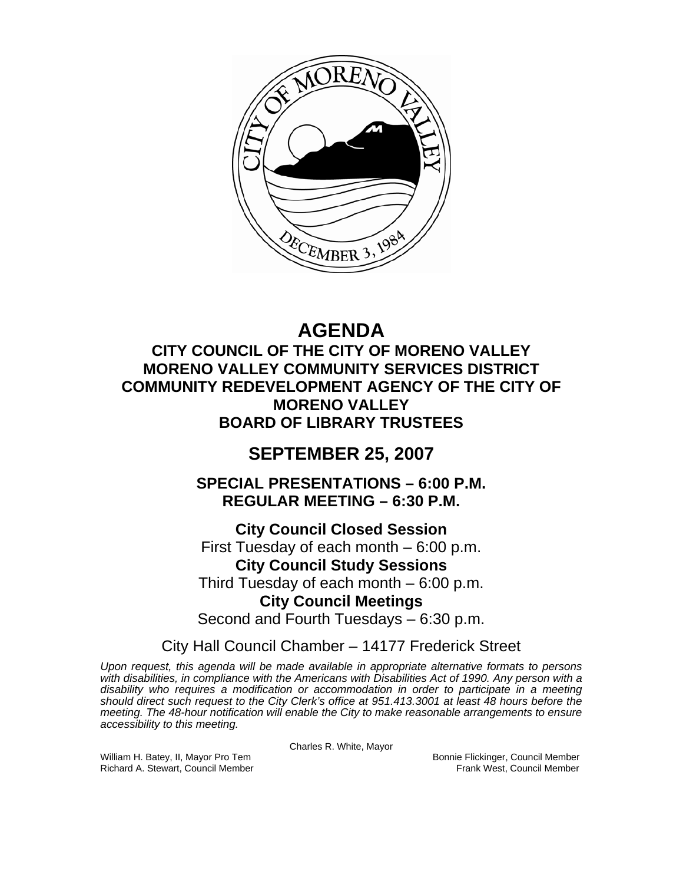# AGENDA

## CITY COUNCIL OF THE CITY OF MORENO VALLEY
## MORENO VALLEY COMMUNITY SERVICES DISTRICT
## COMMUNITY REDEVELOPMENT AGENCY OF THE CITY OF MORENO VALLEY
## BOARD OF LIBRARY TRUSTEES

## SEPTEMBER 25, 2007

### SPECIAL PRESENTATIONS – 6:00 P.M.
### REGULAR MEETING – 6:30 P.M.

**City Council Closed Session**
First Tuesday of each month – 6:00 p.m.

**City Council Study Sessions**
Third Tuesday of each month – 6:00 p.m.

**City Council Meetings**
Second and Fourth Tuesdays – 6:30 p.m.

City Hall Council Chamber – 14177 Frederick Street

*Upon request, this agenda will be made available in appropriate alternative formats to persons with disabilities, in compliance with the Americans with Disabilities Act of 1990. Any person with a disability who requires a modification or accommodation in order to participate in a meeting should direct such request to the City Clerk's office at 951.413.3001 at least 48 hours before the meeting. The 48-hour notification will enable the City to make reasonable arrangements to ensure accessibility to this meeting.*

Charles R. White, Mayor

William H. Batey, II, Mayor Pro Tem
Richard A. Stewart, Council Member
Bonnie Flickinger, Council Member
Frank West, Council Member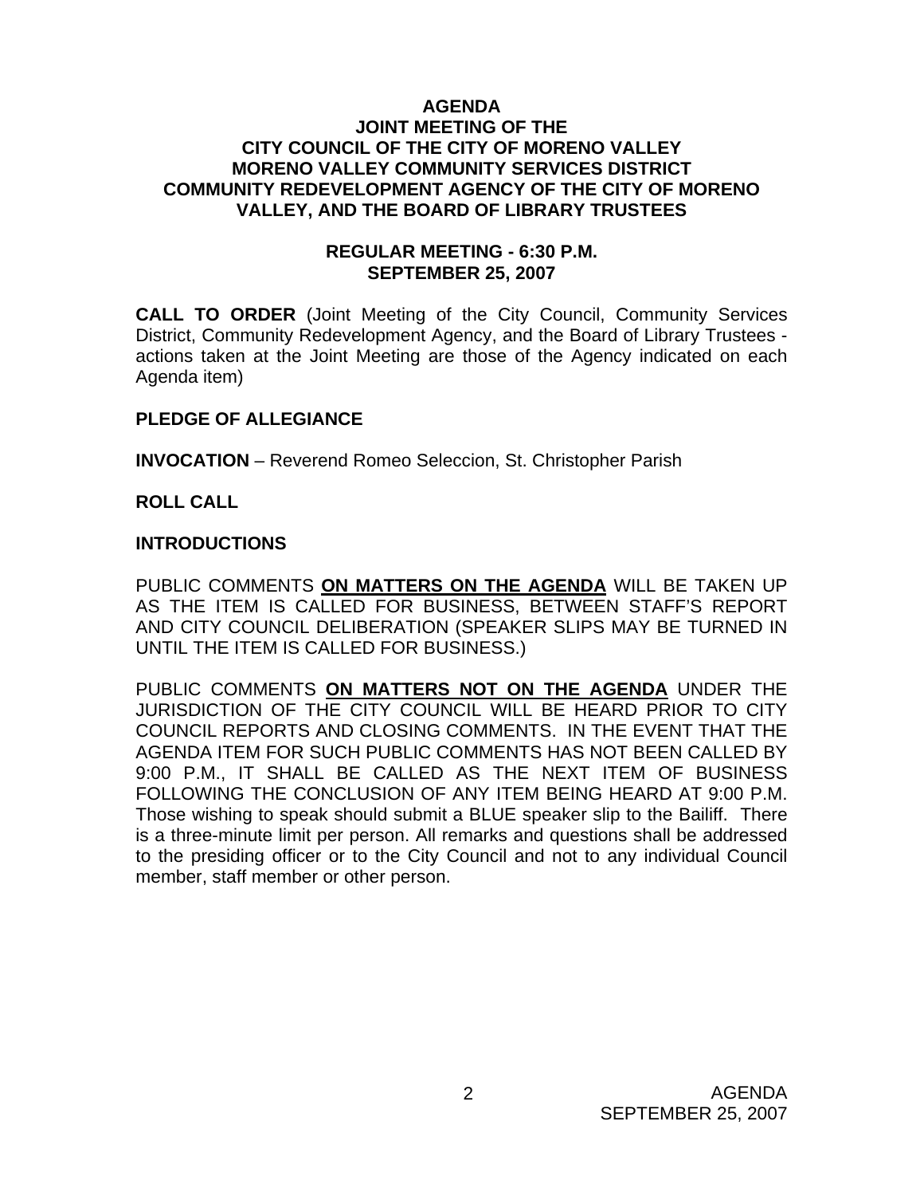# AGENDA
## JOINT MEETING OF THE CITY COUNCIL OF THE CITY OF MORENO VALLEY MORENO VALLEY COMMUNITY SERVICES DISTRICT COMMUNITY REDEVELOPMENT AGENCY OF THE CITY OF MORENO VALLEY, AND THE BOARD OF LIBRARY TRUSTEES

### REGULAR MEETING - 6:30 P.M.
### SEPTEMBER 25, 2007

**CALL TO ORDER** (Joint Meeting of the City Council, Community Services District, Community Redevelopment Agency, and the Board of Library Trustees - actions taken at the Joint Meeting are those of the Agency indicated on each Agenda item)

**PLEDGE OF ALLEGIANCE**

**INVOCATION** – Reverend Romeo Seleccion, St. Christopher Parish

**ROLL CALL**

**INTRODUCTIONS**

PUBLIC COMMENTS **ON MATTERS ON THE AGENDA** WILL BE TAKEN UP AS THE ITEM IS CALLED FOR BUSINESS, BETWEEN STAFF'S REPORT AND CITY COUNCIL DELIBERATION (SPEAKER SLIPS MAY BE TURNED IN UNTIL THE ITEM IS CALLED FOR BUSINESS.)

PUBLIC COMMENTS **ON MATTERS NOT ON THE AGENDA** UNDER THE JURISDICTION OF THE CITY COUNCIL WILL BE HEARD PRIOR TO CITY COUNCIL REPORTS AND CLOSING COMMENTS. IN THE EVENT THAT THE AGENDA ITEM FOR SUCH PUBLIC COMMENTS HAS NOT BEEN CALLED BY 9:00 P.M., IT SHALL BE CALLED AS THE NEXT ITEM OF BUSINESS FOLLOWING THE CONCLUSION OF ANY ITEM BEING HEARD AT 9:00 P.M. Those wishing to speak should submit a BLUE speaker slip to the Bailiff. There is a three-minute limit per person. All remarks and questions shall be addressed to the presiding officer or to the City Council and not to any individual Council member, staff member or other person.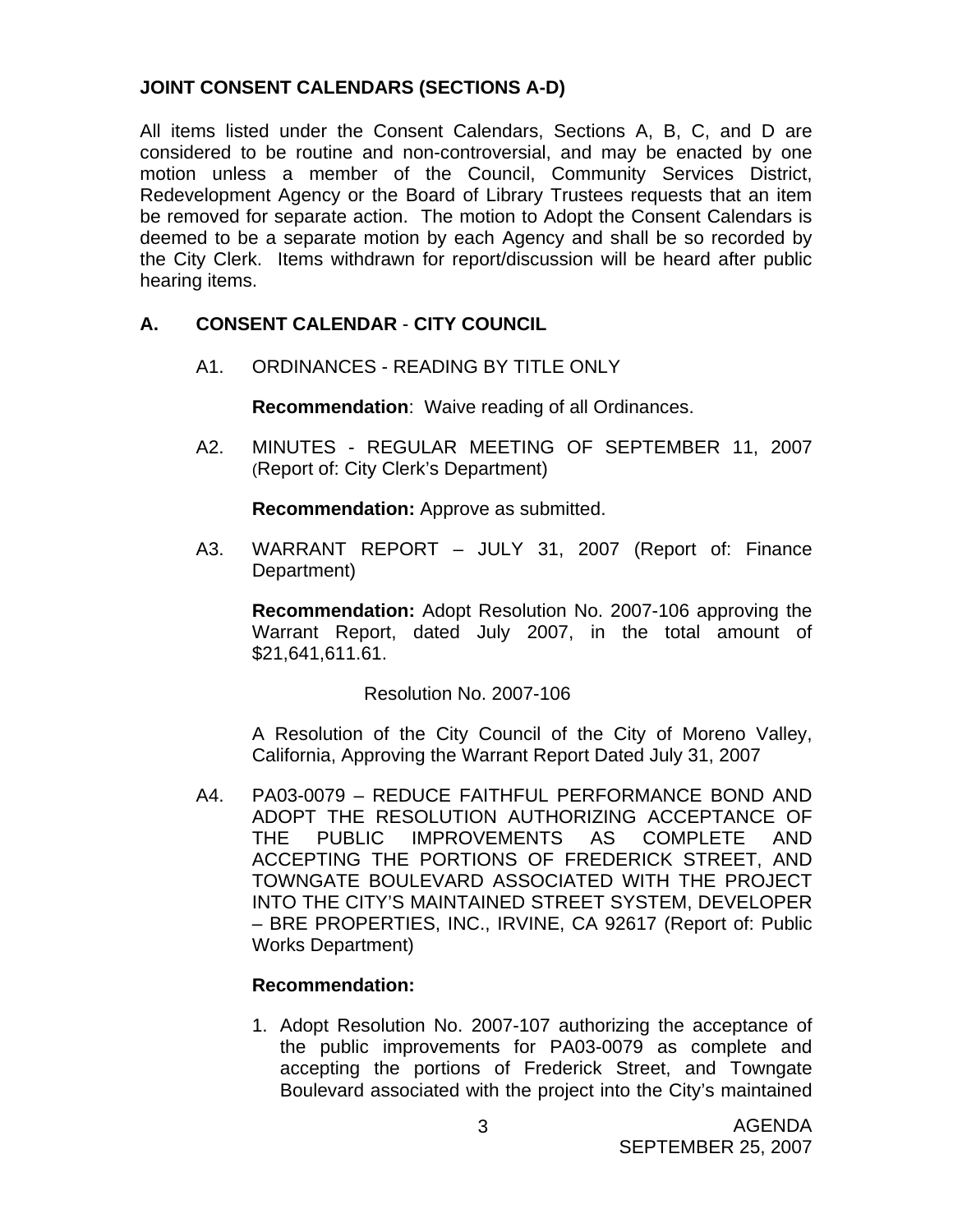**JOINT CONSENT CALENDARS (SECTIONS A-D)**

All items listed under the Consent Calendars, Sections A, B, C, and D are considered to be routine and non-controversial, and may be enacted by one motion unless a member of the Council, Community Services District, Redevelopment Agency or the Board of Library Trustees requests that an item be removed for separate action. The motion to Adopt the Consent Calendars is deemed to be a separate motion by each Agency and shall be so recorded by the City Clerk. Items withdrawn for report/discussion will be heard after public hearing items.

## A. CONSENT CALENDAR - CITY COUNCIL

A1. ORDINANCES - READING BY TITLE ONLY

**Recommendation**: Waive reading of all Ordinances.

A2. MINUTES - REGULAR MEETING OF SEPTEMBER 11, 2007 (Report of: City Clerk's Department)

**Recommendation:** Approve as submitted.

A3. WARRANT REPORT – JULY 31, 2007 (Report of: Finance Department)

**Recommendation:** Adopt Resolution No. 2007-106 approving the Warrant Report, dated July 2007, in the total amount of $21,641,611.61.

Resolution No. 2007-106

A Resolution of the City Council of the City of Moreno Valley, California, Approving the Warrant Report Dated July 31, 2007

A4. PA03-0079 – REDUCE FAITHFUL PERFORMANCE BOND AND ADOPT THE RESOLUTION AUTHORIZING ACCEPTANCE OF THE PUBLIC IMPROVEMENTS AS COMPLETE AND ACCEPTING THE PORTIONS OF FREDERICK STREET, AND TOWNGATE BOULEVARD ASSOCIATED WITH THE PROJECT INTO THE CITY'S MAINTAINED STREET SYSTEM, DEVELOPER – BRE PROPERTIES, INC., IRVINE, CA 92617 (Report of: Public Works Department)

**Recommendation:**

1. Adopt Resolution No. 2007-107 authorizing the acceptance of the public improvements for PA03-0079 as complete and accepting the portions of Frederick Street, and Towngate Boulevard associated with the project into the City's maintained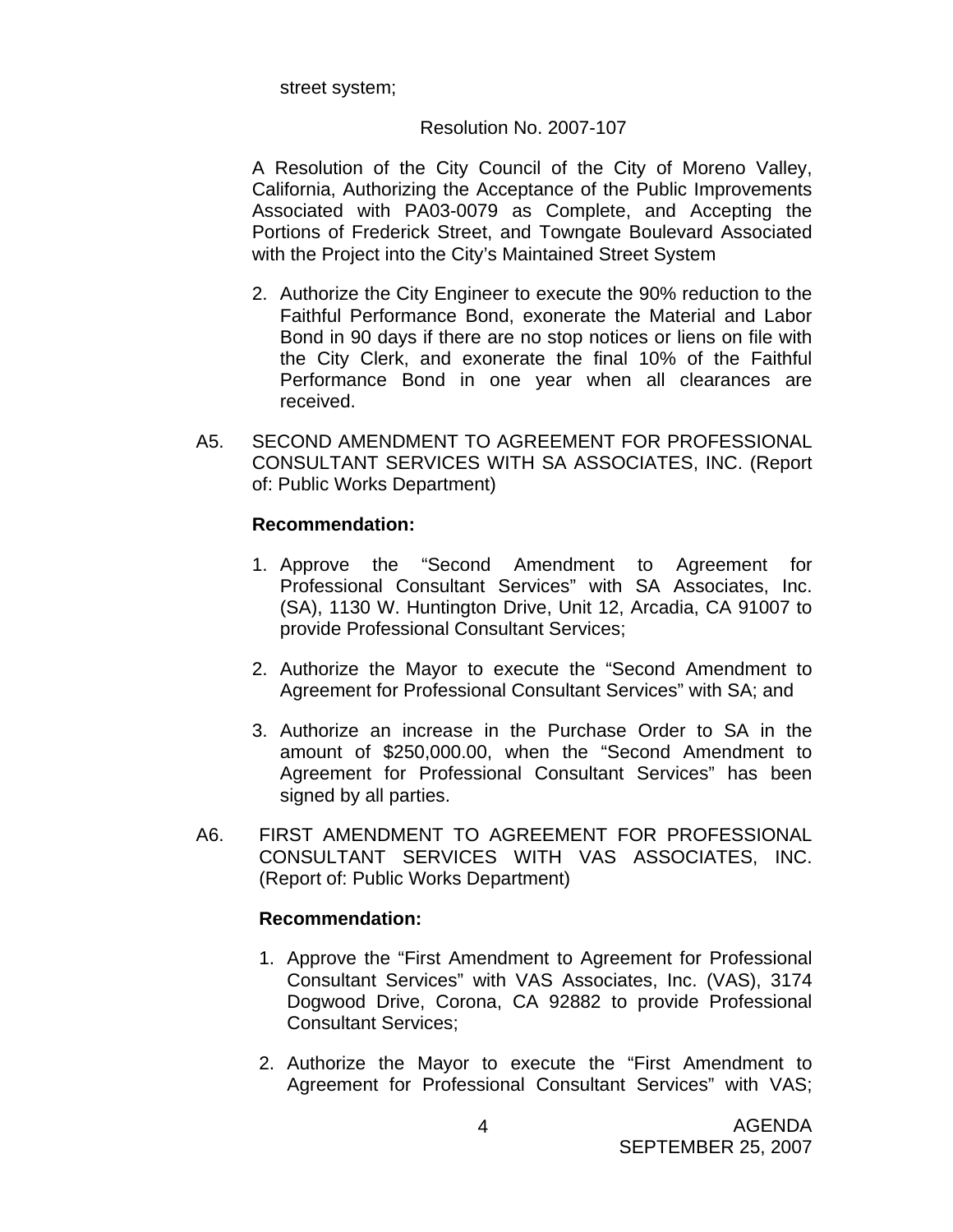street system;

Resolution No. 2007-107

A Resolution of the City Council of the City of Moreno Valley, California, Authorizing the Acceptance of the Public Improvements Associated with PA03-0079 as Complete, and Accepting the Portions of Frederick Street, and Towngate Boulevard Associated with the Project into the City's Maintained Street System

2. Authorize the City Engineer to execute the 90% reduction to the Faithful Performance Bond, exonerate the Material and Labor Bond in 90 days if there are no stop notices or liens on file with the City Clerk, and exonerate the final 10% of the Faithful Performance Bond in one year when all clearances are received.

A5. SECOND AMENDMENT TO AGREEMENT FOR PROFESSIONAL CONSULTANT SERVICES WITH SA ASSOCIATES, INC. (Report of: Public Works Department)

**Recommendation:**

1. Approve the "Second Amendment to Agreement for Professional Consultant Services" with SA Associates, Inc. (SA), 1130 W. Huntington Drive, Unit 12, Arcadia, CA 91007 to provide Professional Consultant Services;

2. Authorize the Mayor to execute the "Second Amendment to Agreement for Professional Consultant Services" with SA; and

3. Authorize an increase in the Purchase Order to SA in the amount of $250,000.00, when the "Second Amendment to Agreement for Professional Consultant Services" has been signed by all parties.

A6. FIRST AMENDMENT TO AGREEMENT FOR PROFESSIONAL CONSULTANT SERVICES WITH VAS ASSOCIATES, INC. (Report of: Public Works Department)

**Recommendation:**

1. Approve the "First Amendment to Agreement for Professional Consultant Services" with VAS Associates, Inc. (VAS), 3174 Dogwood Drive, Corona, CA 92882 to provide Professional Consultant Services;

2. Authorize the Mayor to execute the "First Amendment to Agreement for Professional Consultant Services" with VAS;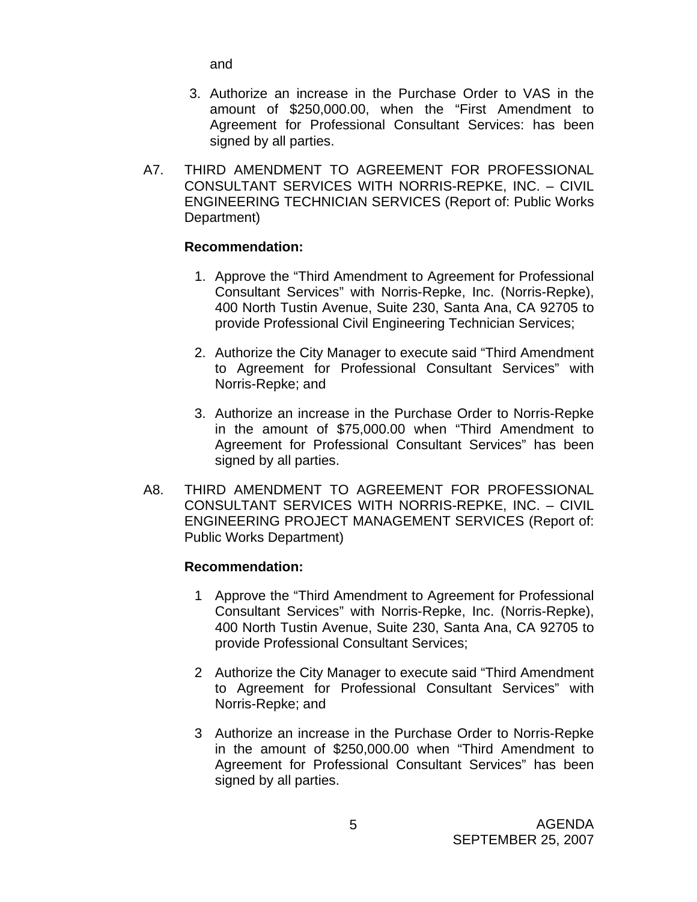and

3. Authorize an increase in the Purchase Order to VAS in the amount of $250,000.00, when the "First Amendment to Agreement for Professional Consultant Services: has been signed by all parties.

A7. THIRD AMENDMENT TO AGREEMENT FOR PROFESSIONAL CONSULTANT SERVICES WITH NORRIS-REPKE, INC. – CIVIL ENGINEERING TECHNICIAN SERVICES (Report of: Public Works Department)

**Recommendation:**

1. Approve the "Third Amendment to Agreement for Professional Consultant Services" with Norris-Repke, Inc. (Norris-Repke), 400 North Tustin Avenue, Suite 230, Santa Ana, CA 92705 to provide Professional Civil Engineering Technician Services;

2. Authorize the City Manager to execute said "Third Amendment to Agreement for Professional Consultant Services" with Norris-Repke; and

3. Authorize an increase in the Purchase Order to Norris-Repke in the amount of $75,000.00 when "Third Amendment to Agreement for Professional Consultant Services" has been signed by all parties.

A8. THIRD AMENDMENT TO AGREEMENT FOR PROFESSIONAL CONSULTANT SERVICES WITH NORRIS-REPKE, INC. – CIVIL ENGINEERING PROJECT MANAGEMENT SERVICES (Report of: Public Works Department)

**Recommendation:**

1 Approve the "Third Amendment to Agreement for Professional Consultant Services" with Norris-Repke, Inc. (Norris-Repke), 400 North Tustin Avenue, Suite 230, Santa Ana, CA 92705 to provide Professional Consultant Services;

2 Authorize the City Manager to execute said "Third Amendment to Agreement for Professional Consultant Services" with Norris-Repke; and

3 Authorize an increase in the Purchase Order to Norris-Repke in the amount of $250,000.00 when "Third Amendment to Agreement for Professional Consultant Services" has been signed by all parties.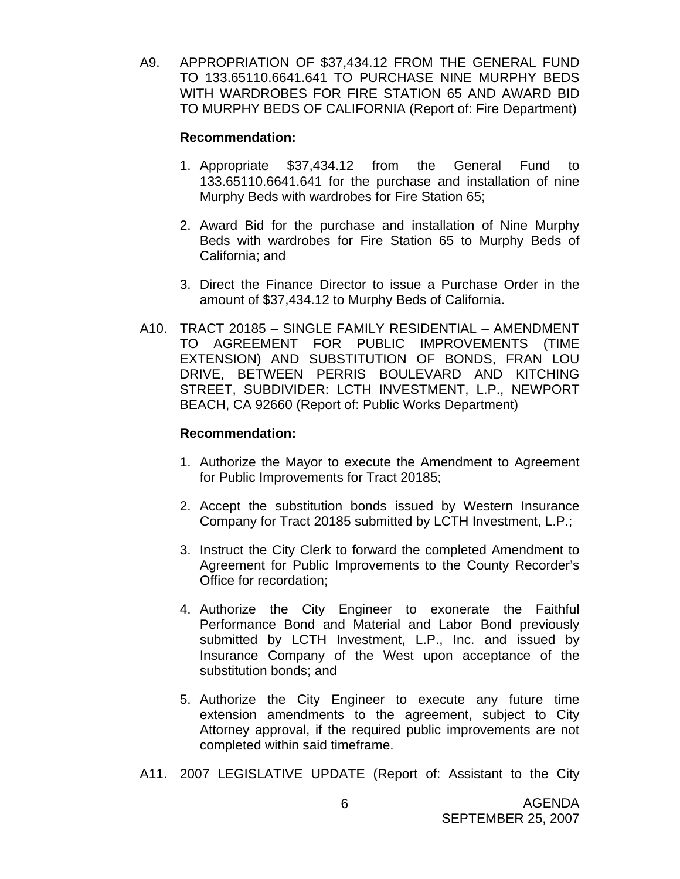A9. APPROPRIATION OF $37,434.12 FROM THE GENERAL FUND TO 133.65110.6641.641 TO PURCHASE NINE MURPHY BEDS WITH WARDROBES FOR FIRE STATION 65 AND AWARD BID TO MURPHY BEDS OF CALIFORNIA (Report of: Fire Department)

**Recommendation:**

1. Appropriate $37,434.12 from the General Fund to 133.65110.6641.641 for the purchase and installation of nine Murphy Beds with wardrobes for Fire Station 65;

2. Award Bid for the purchase and installation of Nine Murphy Beds with wardrobes for Fire Station 65 to Murphy Beds of California; and

3. Direct the Finance Director to issue a Purchase Order in the amount of $37,434.12 to Murphy Beds of California.

A10. TRACT 20185 – SINGLE FAMILY RESIDENTIAL – AMENDMENT TO AGREEMENT FOR PUBLIC IMPROVEMENTS (TIME EXTENSION) AND SUBSTITUTION OF BONDS, FRAN LOU DRIVE, BETWEEN PERRIS BOULEVARD AND KITCHING STREET, SUBDIVIDER: LCTH INVESTMENT, L.P., NEWPORT BEACH, CA 92660 (Report of: Public Works Department)

**Recommendation:**

1. Authorize the Mayor to execute the Amendment to Agreement for Public Improvements for Tract 20185;

2. Accept the substitution bonds issued by Western Insurance Company for Tract 20185 submitted by LCTH Investment, L.P.;

3. Instruct the City Clerk to forward the completed Amendment to Agreement for Public Improvements to the County Recorder's Office for recordation;

4. Authorize the City Engineer to exonerate the Faithful Performance Bond and Material and Labor Bond previously submitted by LCTH Investment, L.P., Inc. and issued by Insurance Company of the West upon acceptance of the substitution bonds; and

5. Authorize the City Engineer to execute any future time extension amendments to the agreement, subject to City Attorney approval, if the required public improvements are not completed within said timeframe.

A11. 2007 LEGISLATIVE UPDATE (Report of: Assistant to the City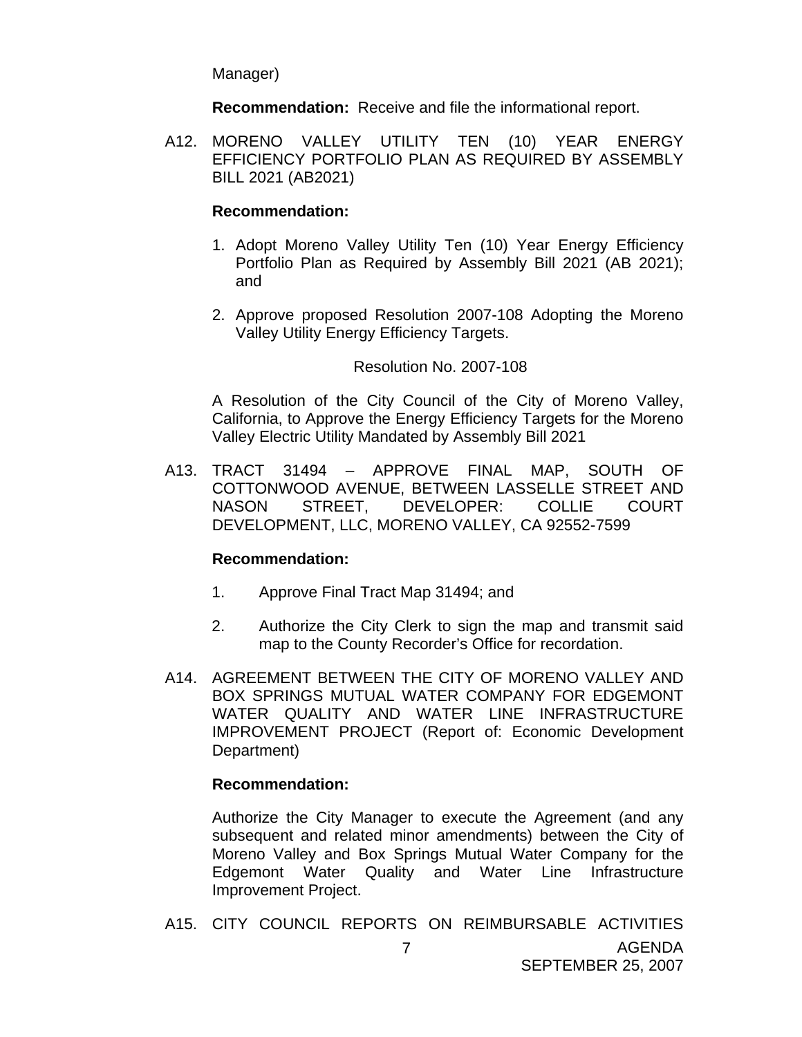Manager)

**Recommendation:** Receive and file the informational report.

A12. MORENO VALLEY UTILITY TEN (10) YEAR ENERGY EFFICIENCY PORTFOLIO PLAN AS REQUIRED BY ASSEMBLY BILL 2021 (AB2021)

**Recommendation:**

1. Adopt Moreno Valley Utility Ten (10) Year Energy Efficiency Portfolio Plan as Required by Assembly Bill 2021 (AB 2021); and
2. Approve proposed Resolution 2007-108 Adopting the Moreno Valley Utility Energy Efficiency Targets.

Resolution No. 2007-108

A Resolution of the City Council of the City of Moreno Valley, California, to Approve the Energy Efficiency Targets for the Moreno Valley Electric Utility Mandated by Assembly Bill 2021

A13. TRACT 31494 – APPROVE FINAL MAP, SOUTH OF COTTONWOOD AVENUE, BETWEEN LASSELLE STREET AND NASON STREET, DEVELOPER: COLLIE COURT DEVELOPMENT, LLC, MORENO VALLEY, CA 92552-7599

**Recommendation:**

1. Approve Final Tract Map 31494; and
2. Authorize the City Clerk to sign the map and transmit said map to the County Recorder's Office for recordation.

A14. AGREEMENT BETWEEN THE CITY OF MORENO VALLEY AND BOX SPRINGS MUTUAL WATER COMPANY FOR EDGEMONT WATER QUALITY AND WATER LINE INFRASTRUCTURE IMPROVEMENT PROJECT (Report of: Economic Development Department)

**Recommendation:**

Authorize the City Manager to execute the Agreement (and any subsequent and related minor amendments) between the City of Moreno Valley and Box Springs Mutual Water Company for the Edgemont Water Quality and Water Line Infrastructure Improvement Project.

A15. CITY COUNCIL REPORTS ON REIMBURSABLE ACTIVITIES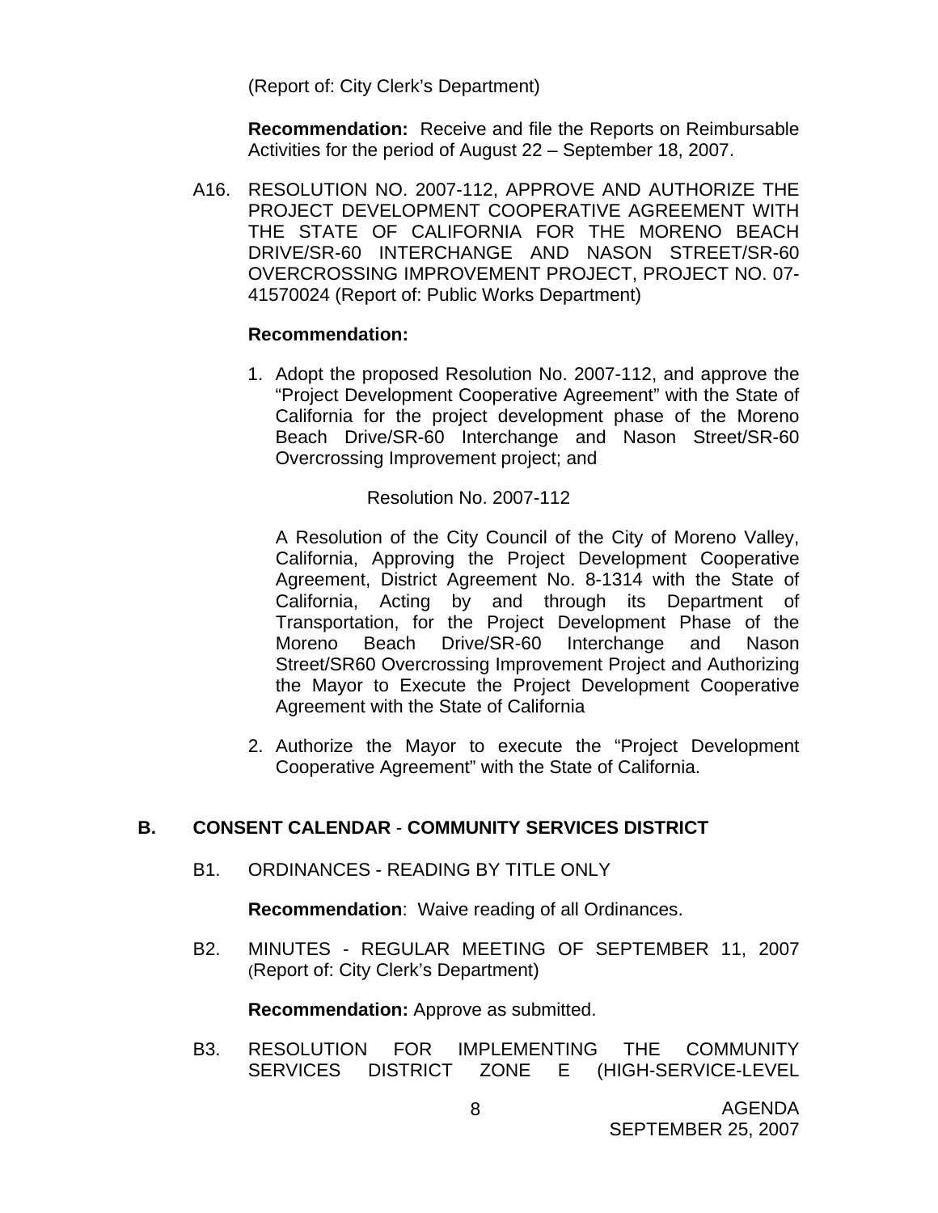(Report of: City Clerk's Department)

**Recommendation:** Receive and file the Reports on Reimbursable Activities for the period of August 22 – September 18, 2007.

A16. RESOLUTION NO. 2007-112, APPROVE AND AUTHORIZE THE PROJECT DEVELOPMENT COOPERATIVE AGREEMENT WITH THE STATE OF CALIFORNIA FOR THE MORENO BEACH DRIVE/SR-60 INTERCHANGE AND NASON STREET/SR-60 OVERCROSSING IMPROVEMENT PROJECT, PROJECT NO. 07-41570024 (Report of: Public Works Department)

**Recommendation:**

1. Adopt the proposed Resolution No. 2007-112, and approve the "Project Development Cooperative Agreement" with the State of California for the project development phase of the Moreno Beach Drive/SR-60 Interchange and Nason Street/SR-60 Overcrossing Improvement project; and

   Resolution No. 2007-112

   A Resolution of the City Council of the City of Moreno Valley, California, Approving the Project Development Cooperative Agreement, District Agreement No. 8-1314 with the State of California, Acting by and through its Department of Transportation, for the Project Development Phase of the Moreno Beach Drive/SR-60 Interchange and Nason Street/SR60 Overcrossing Improvement Project and Authorizing the Mayor to Execute the Project Development Cooperative Agreement with the State of California

2. Authorize the Mayor to execute the "Project Development Cooperative Agreement" with the State of California.

## B. CONSENT CALENDAR - COMMUNITY SERVICES DISTRICT

B1. ORDINANCES - READING BY TITLE ONLY

**Recommendation**: Waive reading of all Ordinances.

B2. MINUTES - REGULAR MEETING OF SEPTEMBER 11, 2007 (Report of: City Clerk's Department)

**Recommendation:** Approve as submitted.

B3. RESOLUTION FOR IMPLEMENTING THE COMMUNITY SERVICES DISTRICT ZONE E (HIGH-SERVICE-LEVEL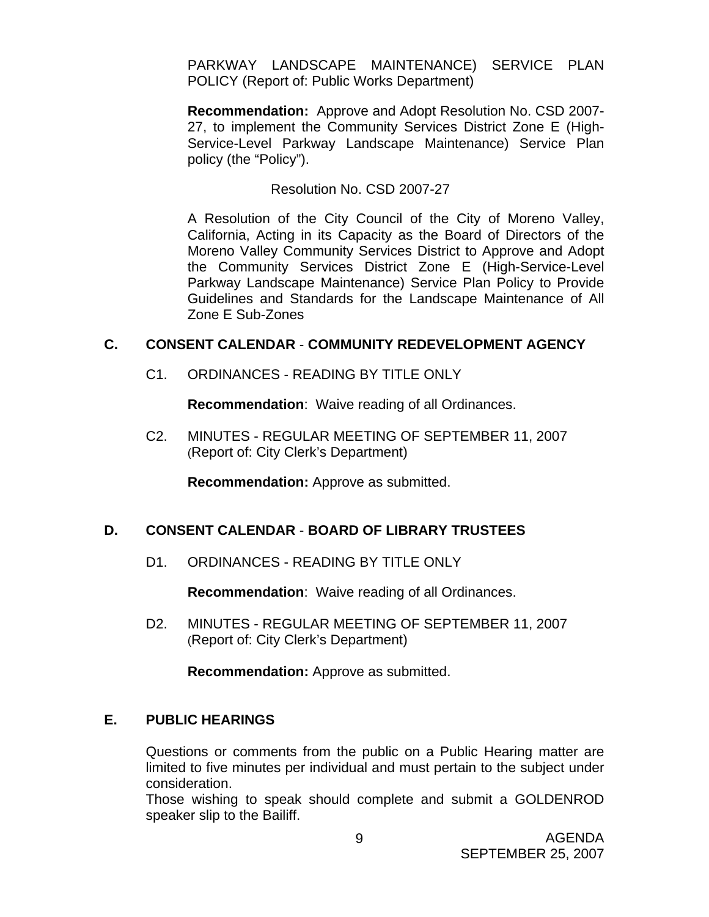PARKWAY LANDSCAPE MAINTENANCE) SERVICE PLAN POLICY (Report of: Public Works Department)

**Recommendation:** Approve and Adopt Resolution No. CSD 2007-27, to implement the Community Services District Zone E (High-Service-Level Parkway Landscape Maintenance) Service Plan policy (the "Policy").

Resolution No. CSD 2007-27

A Resolution of the City Council of the City of Moreno Valley, California, Acting in its Capacity as the Board of Directors of the Moreno Valley Community Services District to Approve and Adopt the Community Services District Zone E (High-Service-Level Parkway Landscape Maintenance) Service Plan Policy to Provide Guidelines and Standards for the Landscape Maintenance of All Zone E Sub-Zones

## C. CONSENT CALENDAR - COMMUNITY REDEVELOPMENT AGENCY

C1. ORDINANCES - READING BY TITLE ONLY

**Recommendation**: Waive reading of all Ordinances.

C2. MINUTES - REGULAR MEETING OF SEPTEMBER 11, 2007 (Report of: City Clerk's Department)

**Recommendation:** Approve as submitted.

## D. CONSENT CALENDAR - BOARD OF LIBRARY TRUSTEES

D1. ORDINANCES - READING BY TITLE ONLY

**Recommendation**: Waive reading of all Ordinances.

D2. MINUTES - REGULAR MEETING OF SEPTEMBER 11, 2007 (Report of: City Clerk's Department)

**Recommendation:** Approve as submitted.

## E. PUBLIC HEARINGS

Questions or comments from the public on a Public Hearing matter are limited to five minutes per individual and must pertain to the subject under consideration.
Those wishing to speak should complete and submit a GOLDENROD speaker slip to the Bailiff.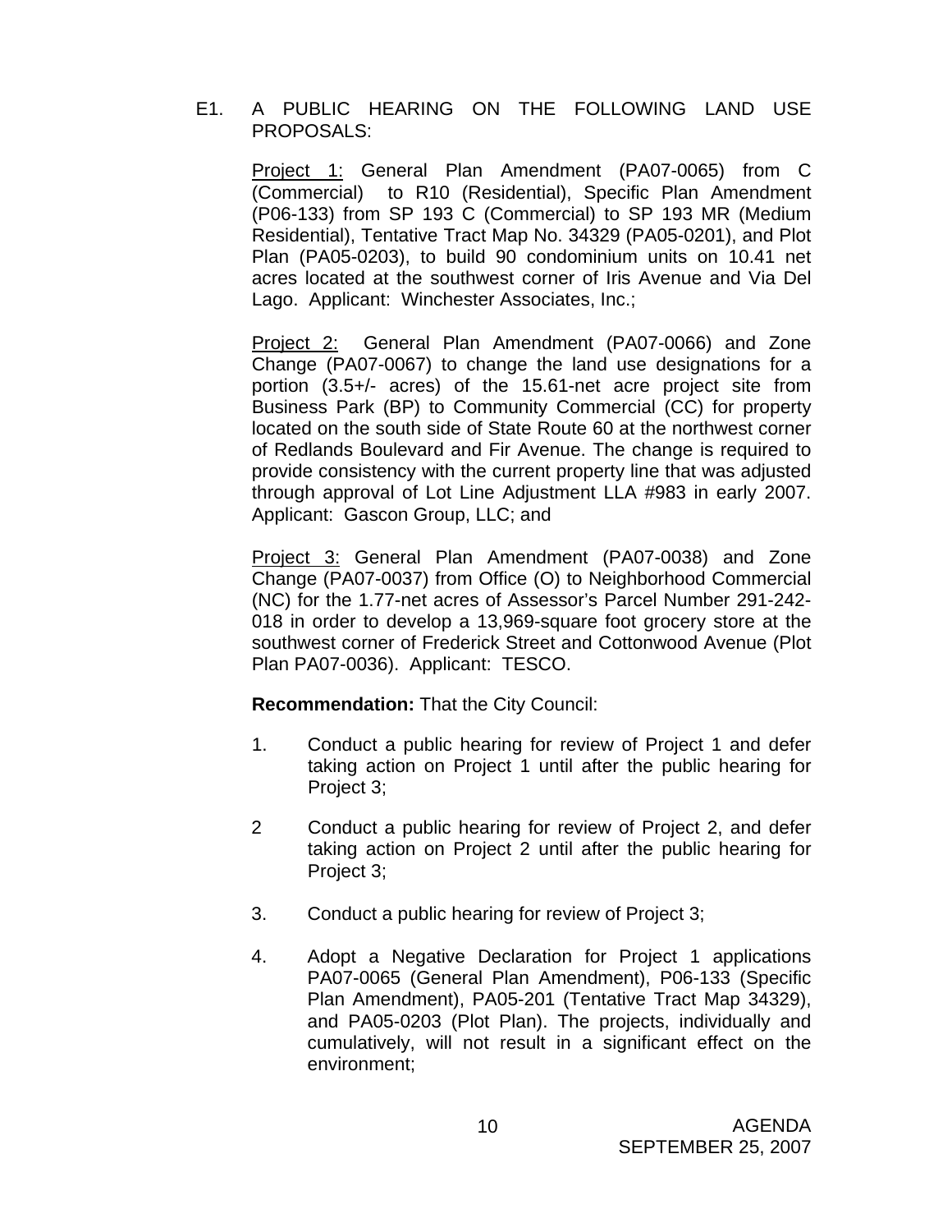E1. A PUBLIC HEARING ON THE FOLLOWING LAND USE PROPOSALS:

<u>Project 1:</u> General Plan Amendment (PA07-0065) from C (Commercial) to R10 (Residential), Specific Plan Amendment (P06-133) from SP 193 C (Commercial) to SP 193 MR (Medium Residential), Tentative Tract Map No. 34329 (PA05-0201), and Plot Plan (PA05-0203), to build 90 condominium units on 10.41 net acres located at the southwest corner of Iris Avenue and Via Del Lago. Applicant: Winchester Associates, Inc.;

<u>Project 2:</u> General Plan Amendment (PA07-0066) and Zone Change (PA07-0067) to change the land use designations for a portion (3.5+/- acres) of the 15.61-net acre project site from Business Park (BP) to Community Commercial (CC) for property located on the south side of State Route 60 at the northwest corner of Redlands Boulevard and Fir Avenue. The change is required to provide consistency with the current property line that was adjusted through approval of Lot Line Adjustment LLA #983 in early 2007. Applicant: Gascon Group, LLC; and

<u>Project 3:</u> General Plan Amendment (PA07-0038) and Zone Change (PA07-0037) from Office (O) to Neighborhood Commercial (NC) for the 1.77-net acres of Assessor's Parcel Number 291-242-018 in order to develop a 13,969-square foot grocery store at the southwest corner of Frederick Street and Cottonwood Avenue (Plot Plan PA07-0036). Applicant: TESCO.

**Recommendation:** That the City Council:

1. Conduct a public hearing for review of Project 1 and defer taking action on Project 1 until after the public hearing for Project 3;

2 Conduct a public hearing for review of Project 2, and defer taking action on Project 2 until after the public hearing for Project 3;

3. Conduct a public hearing for review of Project 3;

4. Adopt a Negative Declaration for Project 1 applications PA07-0065 (General Plan Amendment), P06-133 (Specific Plan Amendment), PA05-201 (Tentative Tract Map 34329), and PA05-0203 (Plot Plan). The projects, individually and cumulatively, will not result in a significant effect on the environment;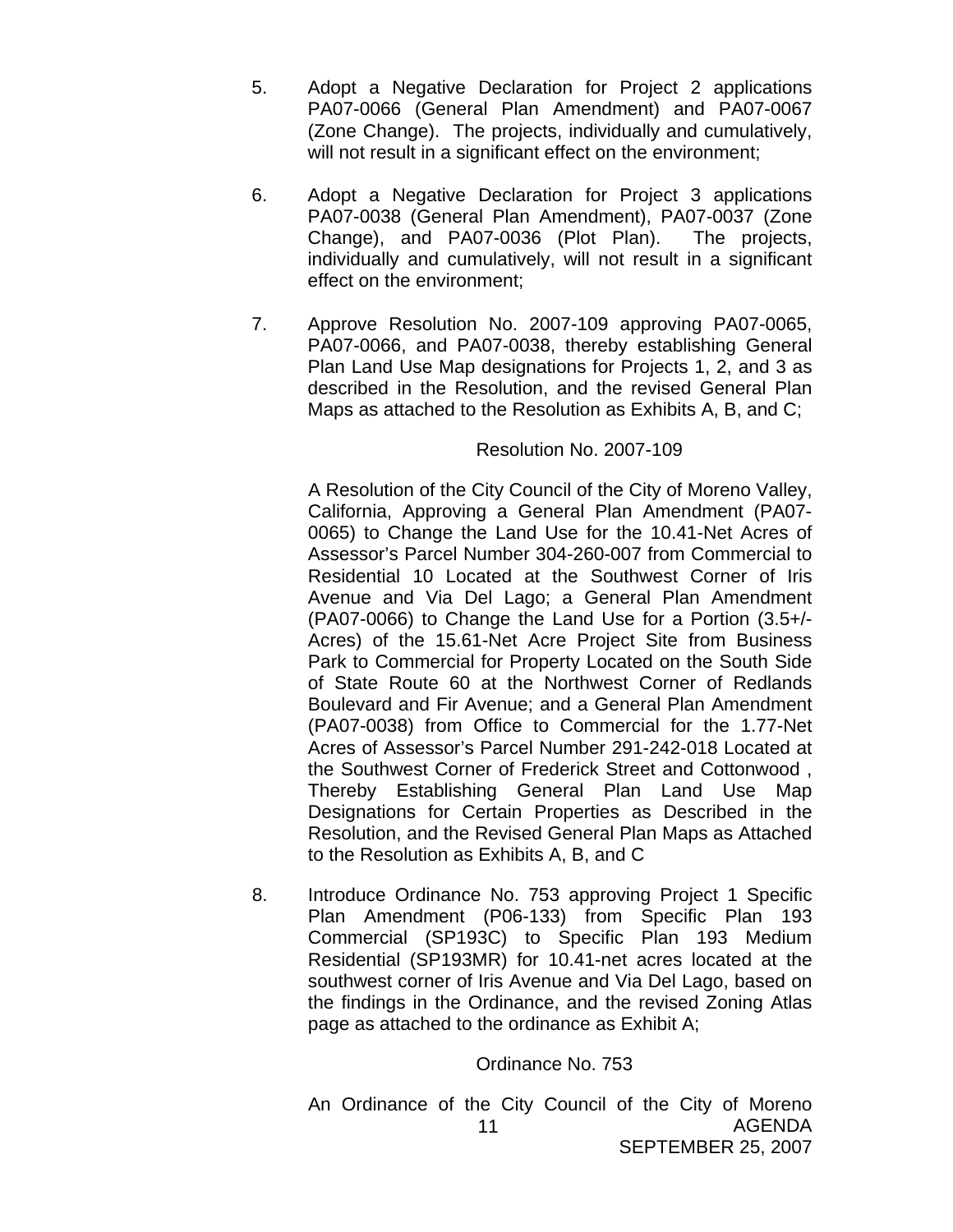5. Adopt a Negative Declaration for Project 2 applications PA07-0066 (General Plan Amendment) and PA07-0067 (Zone Change). The projects, individually and cumulatively, will not result in a significant effect on the environment;

6. Adopt a Negative Declaration for Project 3 applications PA07-0038 (General Plan Amendment), PA07-0037 (Zone Change), and PA07-0036 (Plot Plan). The projects, individually and cumulatively, will not result in a significant effect on the environment;

7. Approve Resolution No. 2007-109 approving PA07-0065, PA07-0066, and PA07-0038, thereby establishing General Plan Land Use Map designations for Projects 1, 2, and 3 as described in the Resolution, and the revised General Plan Maps as attached to the Resolution as Exhibits A, B, and C;

   Resolution No. 2007-109

   A Resolution of the City Council of the City of Moreno Valley, California, Approving a General Plan Amendment (PA07-0065) to Change the Land Use for the 10.41-Net Acres of Assessor's Parcel Number 304-260-007 from Commercial to Residential 10 Located at the Southwest Corner of Iris Avenue and Via Del Lago; a General Plan Amendment (PA07-0066) to Change the Land Use for a Portion (3.5+/- Acres) of the 15.61-Net Acre Project Site from Business Park to Commercial for Property Located on the South Side of State Route 60 at the Northwest Corner of Redlands Boulevard and Fir Avenue; and a General Plan Amendment (PA07-0038) from Office to Commercial for the 1.77-Net Acres of Assessor's Parcel Number 291-242-018 Located at the Southwest Corner of Frederick Street and Cottonwood , Thereby Establishing General Plan Land Use Map Designations for Certain Properties as Described in the Resolution, and the Revised General Plan Maps as Attached to the Resolution as Exhibits A, B, and C

8. Introduce Ordinance No. 753 approving Project 1 Specific Plan Amendment (P06-133) from Specific Plan 193 Commercial (SP193C) to Specific Plan 193 Medium Residential (SP193MR) for 10.41-net acres located at the southwest corner of Iris Avenue and Via Del Lago, based on the findings in the Ordinance, and the revised Zoning Atlas page as attached to the ordinance as Exhibit A;

   Ordinance No. 753

   An Ordinance of the City Council of the City of Moreno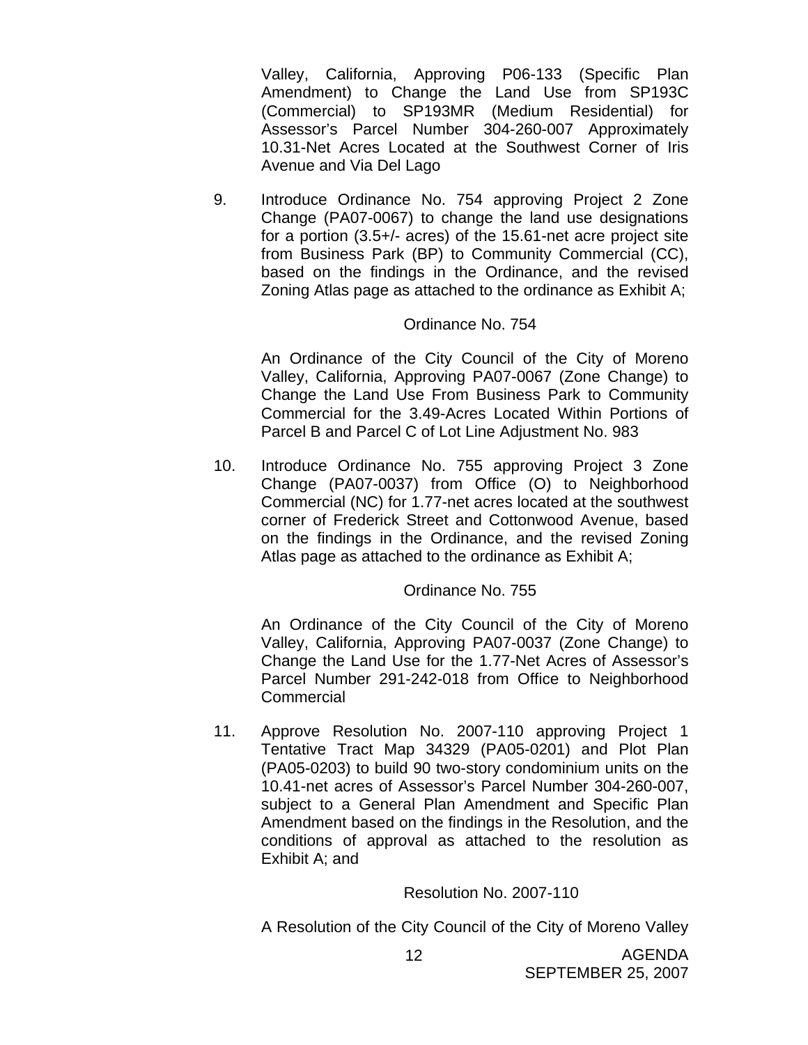Valley, California, Approving P06-133 (Specific Plan Amendment) to Change the Land Use from SP193C (Commercial) to SP193MR (Medium Residential) for Assessor's Parcel Number 304-260-007 Approximately 10.31-Net Acres Located at the Southwest Corner of Iris Avenue and Via Del Lago

9. Introduce Ordinance No. 754 approving Project 2 Zone Change (PA07-0067) to change the land use designations for a portion (3.5+/- acres) of the 15.61-net acre project site from Business Park (BP) to Community Commercial (CC), based on the findings in the Ordinance, and the revised Zoning Atlas page as attached to the ordinance as Exhibit A;

   Ordinance No. 754

   An Ordinance of the City Council of the City of Moreno Valley, California, Approving PA07-0067 (Zone Change) to Change the Land Use From Business Park to Community Commercial for the 3.49-Acres Located Within Portions of Parcel B and Parcel C of Lot Line Adjustment No. 983

10. Introduce Ordinance No. 755 approving Project 3 Zone Change (PA07-0037) from Office (O) to Neighborhood Commercial (NC) for 1.77-net acres located at the southwest corner of Frederick Street and Cottonwood Avenue, based on the findings in the Ordinance, and the revised Zoning Atlas page as attached to the ordinance as Exhibit A;

    Ordinance No. 755

    An Ordinance of the City Council of the City of Moreno Valley, California, Approving PA07-0037 (Zone Change) to Change the Land Use for the 1.77-Net Acres of Assessor's Parcel Number 291-242-018 from Office to Neighborhood Commercial

11. Approve Resolution No. 2007-110 approving Project 1 Tentative Tract Map 34329 (PA05-0201) and Plot Plan (PA05-0203) to build 90 two-story condominium units on the 10.41-net acres of Assessor's Parcel Number 304-260-007, subject to a General Plan Amendment and Specific Plan Amendment based on the findings in the Resolution, and the conditions of approval as attached to the resolution as Exhibit A; and

    Resolution No. 2007-110

    A Resolution of the City Council of the City of Moreno Valley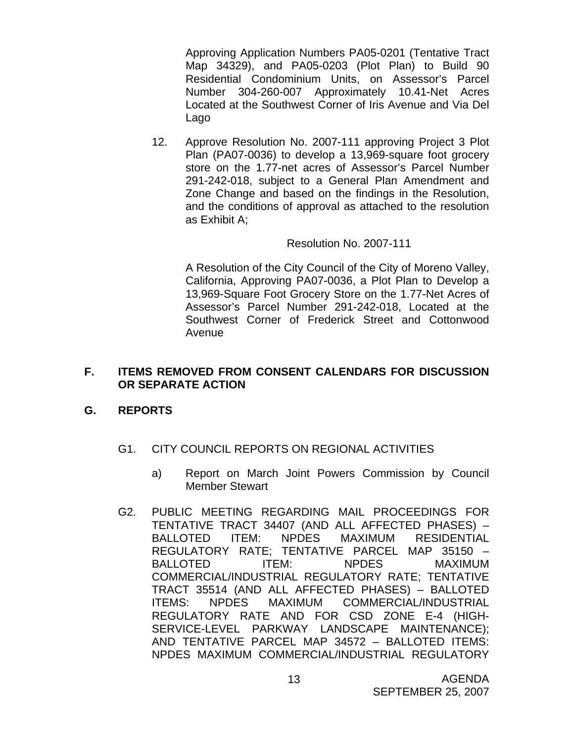Approving Application Numbers PA05-0201 (Tentative Tract Map 34329), and PA05-0203 (Plot Plan) to Build 90 Residential Condominium Units, on Assessor's Parcel Number 304-260-007 Approximately 10.41-Net Acres Located at the Southwest Corner of Iris Avenue and Via Del Lago

12. Approve Resolution No. 2007-111 approving Project 3 Plot Plan (PA07-0036) to develop a 13,969-square foot grocery store on the 1.77-net acres of Assessor's Parcel Number 291-242-018, subject to a General Plan Amendment and Zone Change and based on the findings in the Resolution, and the conditions of approval as attached to the resolution as Exhibit A;

    Resolution No. 2007-111

    A Resolution of the City Council of the City of Moreno Valley, California, Approving PA07-0036, a Plot Plan to Develop a 13,969-Square Foot Grocery Store on the 1.77-Net Acres of Assessor's Parcel Number 291-242-018, Located at the Southwest Corner of Frederick Street and Cottonwood Avenue

## F. ITEMS REMOVED FROM CONSENT CALENDARS FOR DISCUSSION OR SEPARATE ACTION

## G. REPORTS

G1. CITY COUNCIL REPORTS ON REGIONAL ACTIVITIES

a) Report on March Joint Powers Commission by Council Member Stewart

G2. PUBLIC MEETING REGARDING MAIL PROCEEDINGS FOR TENTATIVE TRACT 34407 (AND ALL AFFECTED PHASES) – BALLOTED ITEM: NPDES MAXIMUM RESIDENTIAL REGULATORY RATE; TENTATIVE PARCEL MAP 35150 – BALLOTED ITEM: NPDES MAXIMUM COMMERCIAL/INDUSTRIAL REGULATORY RATE; TENTATIVE TRACT 35514 (AND ALL AFFECTED PHASES) – BALLOTED ITEMS: NPDES MAXIMUM COMMERCIAL/INDUSTRIAL REGULATORY RATE AND FOR CSD ZONE E-4 (HIGH-SERVICE-LEVEL PARKWAY LANDSCAPE MAINTENANCE); AND TENTATIVE PARCEL MAP 34572 – BALLOTED ITEMS: NPDES MAXIMUM COMMERCIAL/INDUSTRIAL REGULATORY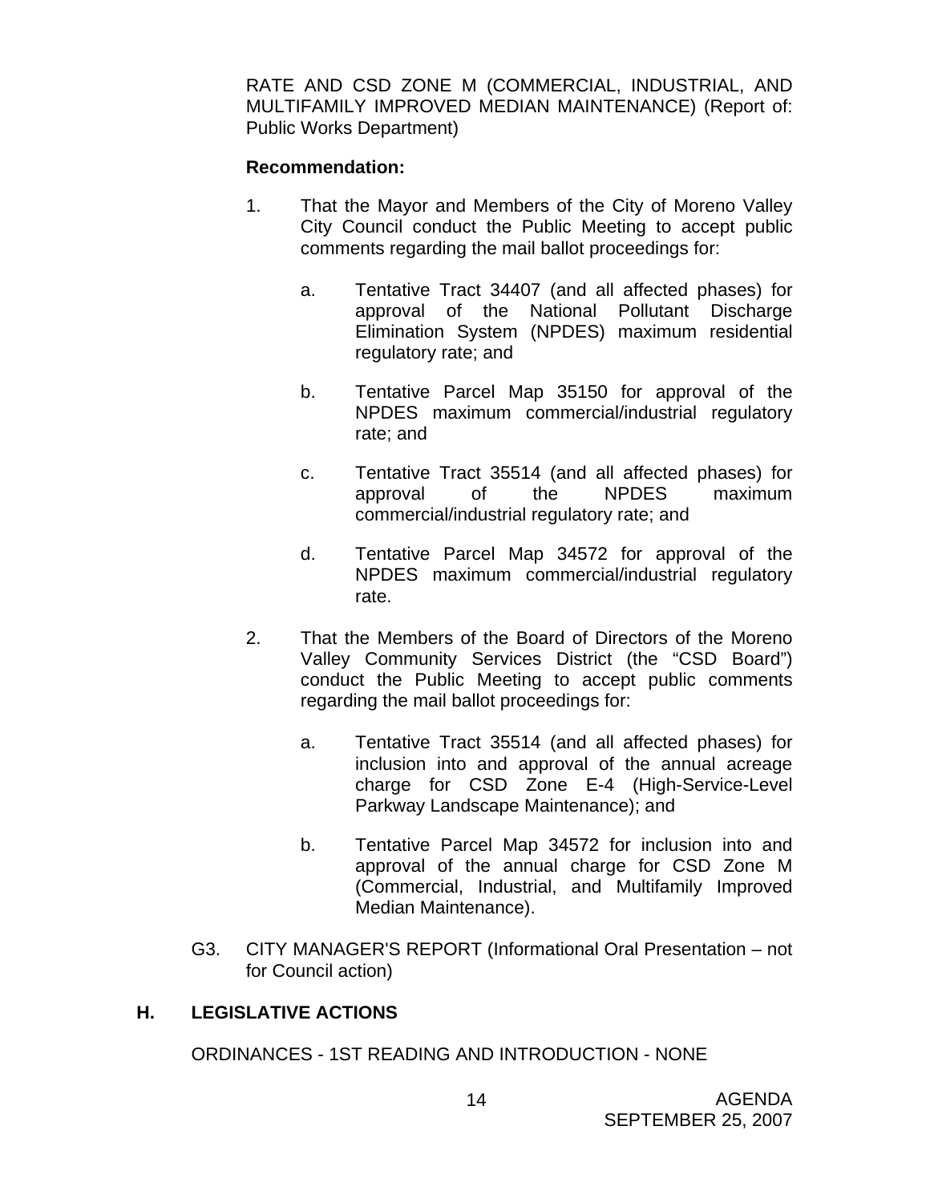RATE AND CSD ZONE M (COMMERCIAL, INDUSTRIAL, AND MULTIFAMILY IMPROVED MEDIAN MAINTENANCE) (Report of: Public Works Department)

**Recommendation:**

1. That the Mayor and Members of the City of Moreno Valley City Council conduct the Public Meeting to accept public comments regarding the mail ballot proceedings for:

   a. Tentative Tract 34407 (and all affected phases) for approval of the National Pollutant Discharge Elimination System (NPDES) maximum residential regulatory rate; and

   b. Tentative Parcel Map 35150 for approval of the NPDES maximum commercial/industrial regulatory rate; and

   c. Tentative Tract 35514 (and all affected phases) for approval of the NPDES maximum commercial/industrial regulatory rate; and

   d. Tentative Parcel Map 34572 for approval of the NPDES maximum commercial/industrial regulatory rate.

2. That the Members of the Board of Directors of the Moreno Valley Community Services District (the "CSD Board") conduct the Public Meeting to accept public comments regarding the mail ballot proceedings for:

   a. Tentative Tract 35514 (and all affected phases) for inclusion into and approval of the annual acreage charge for CSD Zone E-4 (High-Service-Level Parkway Landscape Maintenance); and

   b. Tentative Parcel Map 34572 for inclusion into and approval of the annual charge for CSD Zone M (Commercial, Industrial, and Multifamily Improved Median Maintenance).

G3. CITY MANAGER'S REPORT (Informational Oral Presentation – not for Council action)

## H. LEGISLATIVE ACTIONS

ORDINANCES - 1ST READING AND INTRODUCTION - NONE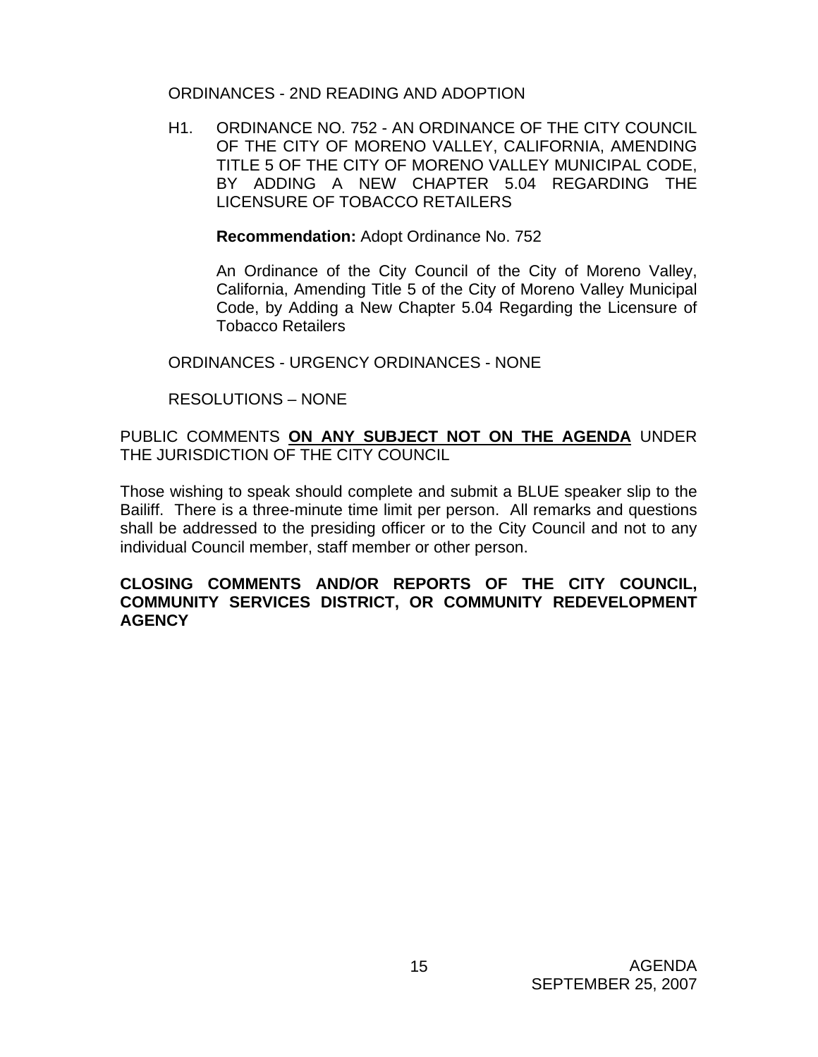ORDINANCES - 2ND READING AND ADOPTION

H1. ORDINANCE NO. 752 - AN ORDINANCE OF THE CITY COUNCIL OF THE CITY OF MORENO VALLEY, CALIFORNIA, AMENDING TITLE 5 OF THE CITY OF MORENO VALLEY MUNICIPAL CODE, BY ADDING A NEW CHAPTER 5.04 REGARDING THE LICENSURE OF TOBACCO RETAILERS

**Recommendation:** Adopt Ordinance No. 752

An Ordinance of the City Council of the City of Moreno Valley, California, Amending Title 5 of the City of Moreno Valley Municipal Code, by Adding a New Chapter 5.04 Regarding the Licensure of Tobacco Retailers

ORDINANCES - URGENCY ORDINANCES - NONE

RESOLUTIONS – NONE

PUBLIC COMMENTS **ON ANY SUBJECT NOT ON THE AGENDA** UNDER THE JURISDICTION OF THE CITY COUNCIL

Those wishing to speak should complete and submit a BLUE speaker slip to the Bailiff. There is a three-minute time limit per person. All remarks and questions shall be addressed to the presiding officer or to the City Council and not to any individual Council member, staff member or other person.

**CLOSING COMMENTS AND/OR REPORTS OF THE CITY COUNCIL, COMMUNITY SERVICES DISTRICT, OR COMMUNITY REDEVELOPMENT AGENCY**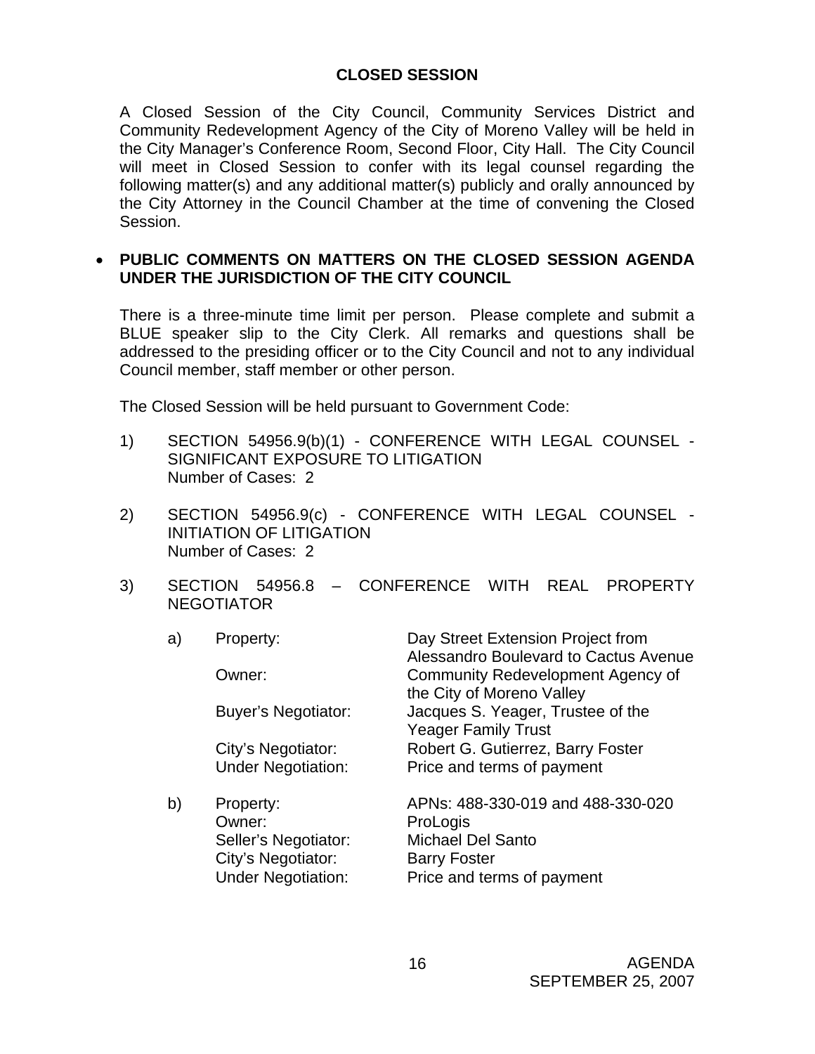## CLOSED SESSION

A Closed Session of the City Council, Community Services District and Community Redevelopment Agency of the City of Moreno Valley will be held in the City Manager's Conference Room, Second Floor, City Hall. The City Council will meet in Closed Session to confer with its legal counsel regarding the following matter(s) and any additional matter(s) publicly and orally announced by the City Attorney in the Council Chamber at the time of convening the Closed Session.

- **PUBLIC COMMENTS ON MATTERS ON THE CLOSED SESSION AGENDA UNDER THE JURISDICTION OF THE CITY COUNCIL**

  There is a three-minute time limit per person. Please complete and submit a BLUE speaker slip to the City Clerk. All remarks and questions shall be addressed to the presiding officer or to the City Council and not to any individual Council member, staff member or other person.

  The Closed Session will be held pursuant to Government Code:

1) SECTION 54956.9(b)(1) - CONFERENCE WITH LEGAL COUNSEL - SIGNIFICANT EXPOSURE TO LITIGATION
   Number of Cases: 2

2) SECTION 54956.9(c) - CONFERENCE WITH LEGAL COUNSEL - INITIATION OF LITIGATION
   Number of Cases: 2

3) SECTION 54956.8 – CONFERENCE WITH REAL PROPERTY NEGOTIATOR

   a)

| | |
|---|---|
| Property: | Day Street Extension Project from Alessandro Boulevard to Cactus Avenue |
| Owner: | Community Redevelopment Agency of the City of Moreno Valley |
| Buyer's Negotiator: | Jacques S. Yeager, Trustee of the Yeager Family Trust |
| City's Negotiator: | Robert G. Gutierrez, Barry Foster |
| Under Negotiation: | Price and terms of payment |

   b)

| | |
|---|---|
| Property: | APNs: 488-330-019 and 488-330-020 |
| Owner: | ProLogis |
| Seller's Negotiator: | Michael Del Santo |
| City's Negotiator: | Barry Foster |
| Under Negotiation: | Price and terms of payment |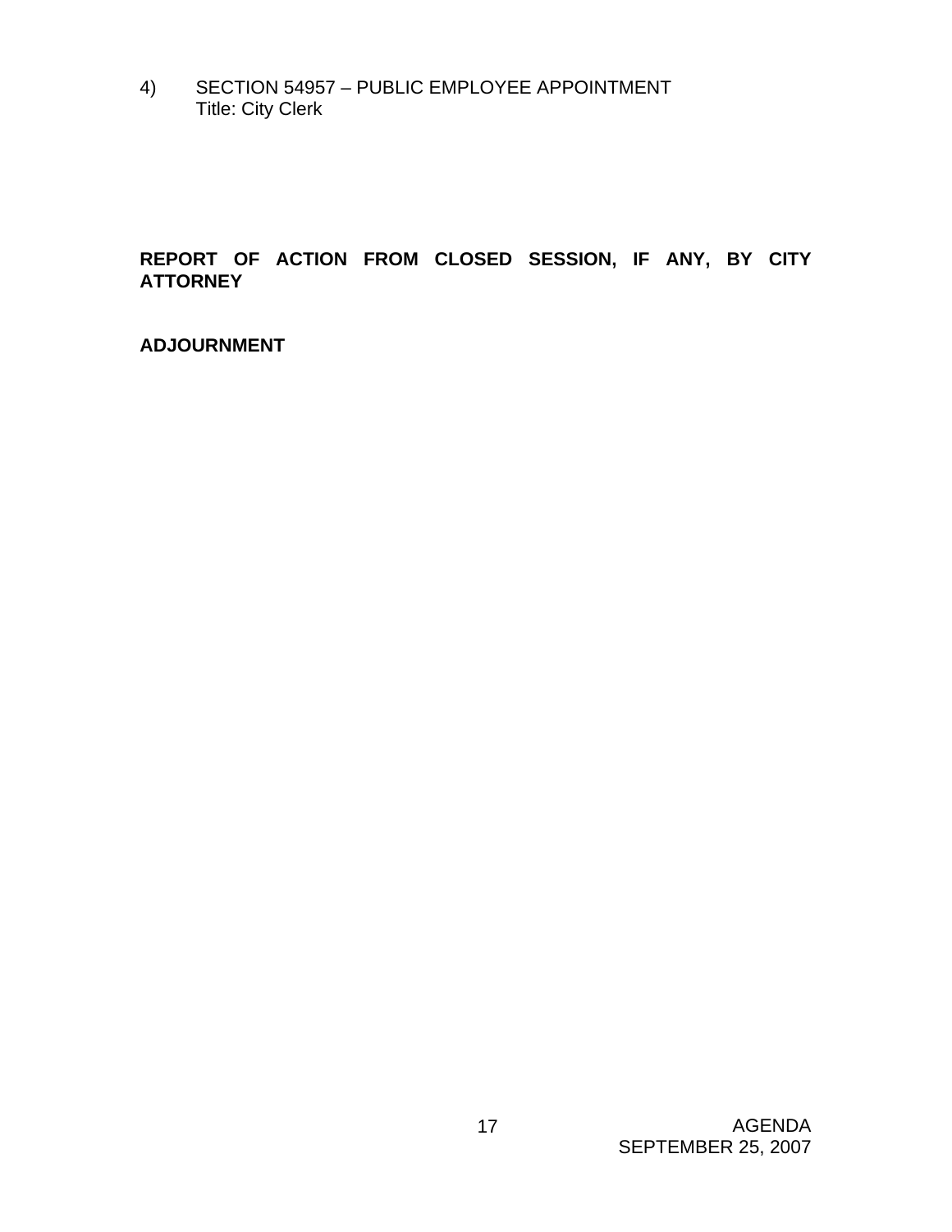4) SECTION 54957 – PUBLIC EMPLOYEE APPOINTMENT
Title: City Clerk

**REPORT OF ACTION FROM CLOSED SESSION, IF ANY, BY CITY ATTORNEY**

**ADJOURNMENT**